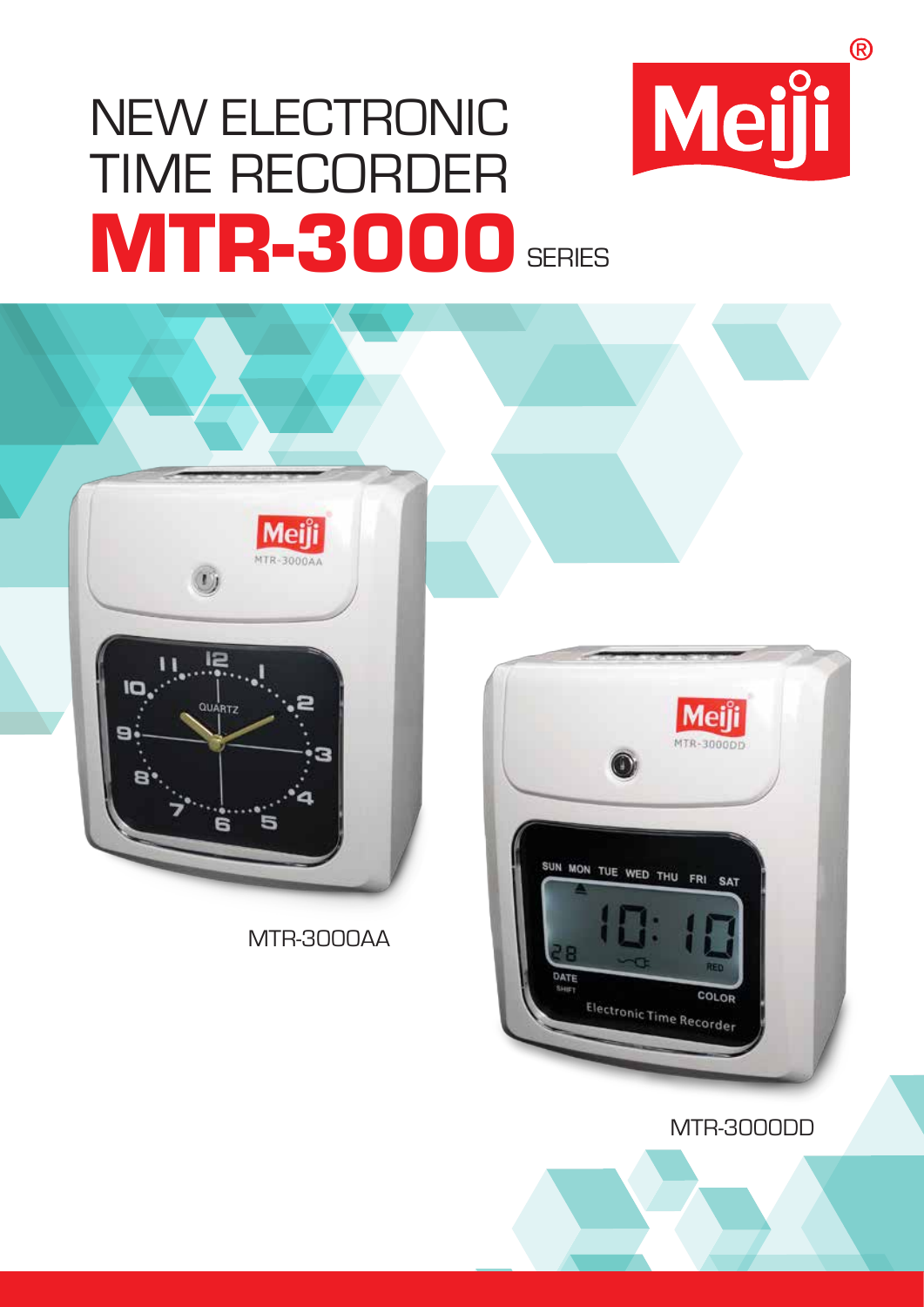# NEW ELECTRONIC TIME RECORDER

# MTR-3000 SERIES

MTR-3000AA

MTR-3000DD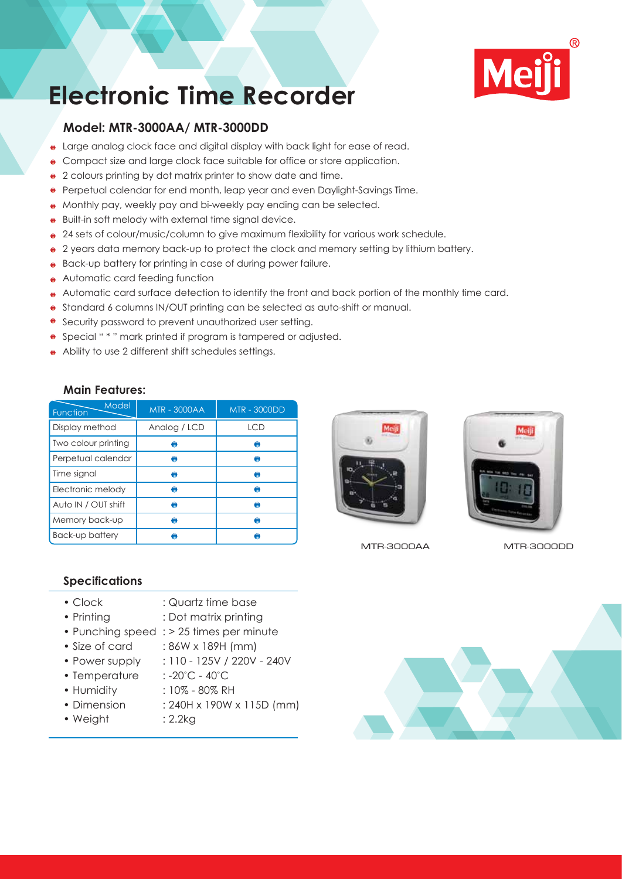Meiji®

# Electronic Time Recorder

## Model: MTR-3000AA/ MTR-3000DD

- Large analog clock face and digital display with back light for ease of read.
- Compact size and large clock face suitable for office or store application.
- 2 colours printing by dot matrix printer to show date and time.
- Perpetual calendar for end month, leap year and even Daylight-Savings Time.
- Monthly pay, weekly pay and bi-weekly pay ending can be selected.
- Built-in soft melody with external time signal device.
- 24 sets of colour/music/column to give maximum flexibility for various work schedule.
- 2 years data memory back-up to protect the clock and memory setting by lithium battery.
- Back-up battery for printing in case of during power failure.
- Automatic card feeding function
- Automatic card surface detection to identify the front and back portion of the monthly time card.
- Standard 6 columns IN/OUT printing can be selected as auto-shift or manual.
- Security password to prevent unauthorized user setting.
- Special " * " mark printed if program is tampered or adjusted.
- Ability to use 2 different shift schedules settings.

### Main Features:

| Model / Function | MTR - 3000AA | MTR - 3000DD |
|---|---|---|
| Display method | Analog / LCD | LCD |
| Two colour printing | ● | ● |
| Perpetual calendar | ● | ● |
| Time signal | ● | ● |
| Electronic melody | ● | ● |
| Auto IN / OUT shift | ● | ● |
| Memory back-up | ● | ● |
| Back-up battery | ● | ● |

MTR-3000AA

MTR-3000DD

### Specifications

- Clock : Quartz time base
- Printing : Dot matrix printing
- Punching speed : > 25 times per minute
- Size of card : 86W x 189H (mm)
- Power supply : 110 - 125V / 220V - 240V
- Temperature : -20˚C - 40˚C
- Humidity : 10% - 80% RH
- Dimension : 240H x 190W x 115D (mm)
- Weight : 2.2kg